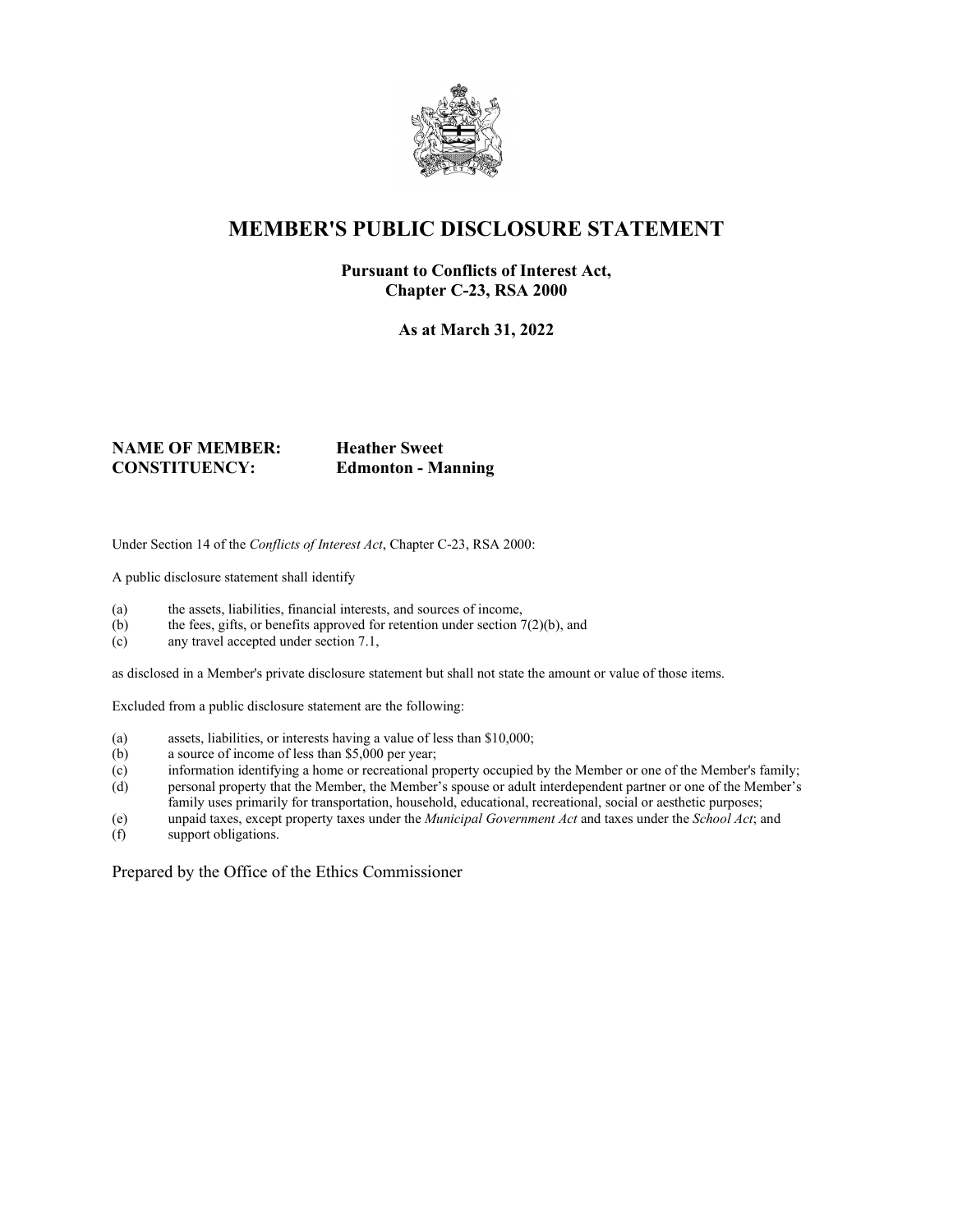# MEMBER'S PUBLIC DISCLOSURE STATEMENT

**Pursuant to Conflicts of Interest Act, Chapter C-23, RSA 2000**

**As at March 31, 2022**

**NAME OF MEMBER:** **Heather Sweet**
**CONSTITUENCY:** **Edmonton - Manning**

Under Section 14 of the *Conflicts of Interest Act*, Chapter C-23, RSA 2000:

A public disclosure statement shall identify

(a) the assets, liabilities, financial interests, and sources of income,
(b) the fees, gifts, or benefits approved for retention under section 7(2)(b), and
(c) any travel accepted under section 7.1,

as disclosed in a Member's private disclosure statement but shall not state the amount or value of those items.

Excluded from a public disclosure statement are the following:

(a) assets, liabilities, or interests having a value of less than $10,000;
(b) a source of income of less than $5,000 per year;
(c) information identifying a home or recreational property occupied by the Member or one of the Member's family;
(d) personal property that the Member, the Member's spouse or adult interdependent partner or one of the Member's family uses primarily for transportation, household, educational, recreational, social or aesthetic purposes;
(e) unpaid taxes, except property taxes under the *Municipal Government Act* and taxes under the *School Act*; and
(f) support obligations.

Prepared by the Office of the Ethics Commissioner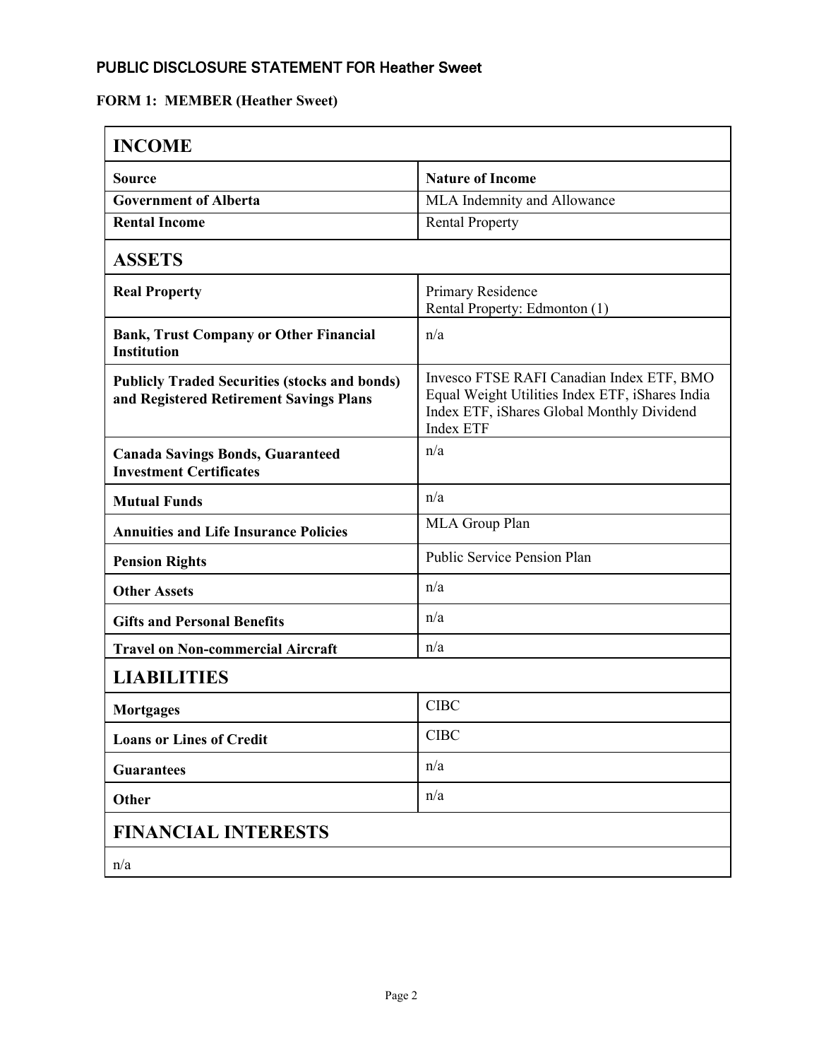## PUBLIC DISCLOSURE STATEMENT FOR Heather Sweet

**FORM 1: MEMBER (Heather Sweet)**

| INCOME | |
|---|---|
| **Source** | **Nature of Income** |
| **Government of Alberta** | MLA Indemnity and Allowance |
| **Rental Income** | Rental Property |
| **ASSETS** | |
| **Real Property** | Primary Residence<br>Rental Property: Edmonton (1) |
| **Bank, Trust Company or Other Financial Institution** | n/a |
| **Publicly Traded Securities (stocks and bonds) and Registered Retirement Savings Plans** | Invesco FTSE RAFI Canadian Index ETF, BMO Equal Weight Utilities Index ETF, iShares India Index ETF, iShares Global Monthly Dividend Index ETF |
| **Canada Savings Bonds, Guaranteed Investment Certificates** | n/a |
| **Mutual Funds** | n/a |
| **Annuities and Life Insurance Policies** | MLA Group Plan |
| **Pension Rights** | Public Service Pension Plan |
| **Other Assets** | n/a |
| **Gifts and Personal Benefits** | n/a |
| **Travel on Non-commercial Aircraft** | n/a |
| **LIABILITIES** | |
| **Mortgages** | CIBC |
| **Loans or Lines of Credit** | CIBC |
| **Guarantees** | n/a |
| **Other** | n/a |
| **FINANCIAL INTERESTS** | |
| n/a | |